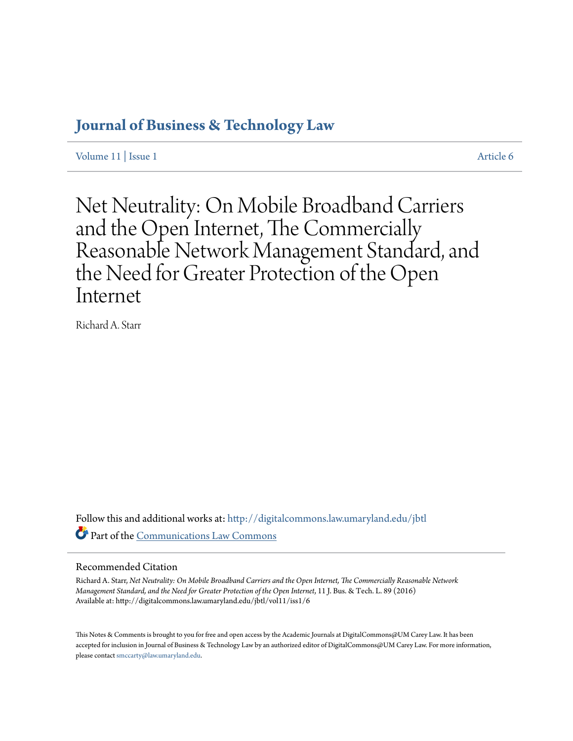# Journal of Business & Technology Law

Volume 11 | Issue 1 Article 6

# Net Neutrality: On Mobile Broadband Carriers and the Open Internet, The Commercially Reasonable Network Management Standard, and the Need for Greater Protection of the Open Internet

Richard A. Starr

Follow this and additional works at: http://digitalcommons.law.umaryland.edu/jbtl

Part of the Communications Law Commons

## Recommended Citation

Richard A. Starr, *Net Neutrality: On Mobile Broadband Carriers and the Open Internet, The Commercially Reasonable Network Management Standard, and the Need for Greater Protection of the Open Internet*, 11 J. Bus. & Tech. L. 89 (2016)
Available at: http://digitalcommons.law.umaryland.edu/jbtl/vol11/iss1/6

This Notes & Comments is brought to you for free and open access by the Academic Journals at DigitalCommons@UM Carey Law. It has been accepted for inclusion in Journal of Business & Technology Law by an authorized editor of DigitalCommons@UM Carey Law. For more information, please contact smccarty@law.umaryland.edu.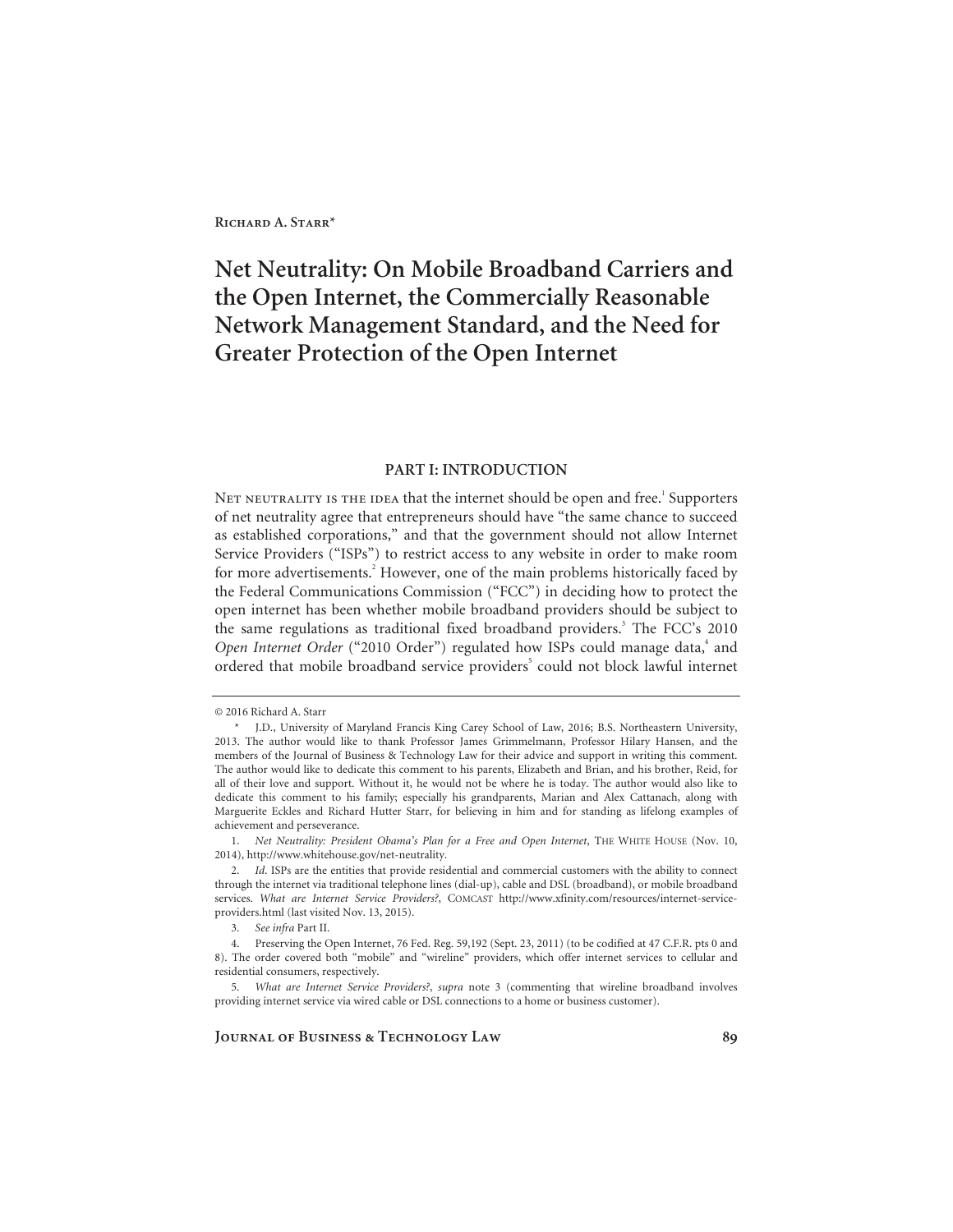Richard A. Starr*

# Net Neutrality: On Mobile Broadband Carriers and the Open Internet, the Commercially Reasonable Network Management Standard, and the Need for Greater Protection of the Open Internet

## PART I: INTRODUCTION

Net neutrality is the idea that the internet should be open and free.[1] Supporters of net neutrality agree that entrepreneurs should have "the same chance to succeed as established corporations," and that the government should not allow Internet Service Providers ("ISPs") to restrict access to any website in order to make room for more advertisements.[2] However, one of the main problems historically faced by the Federal Communications Commission ("FCC") in deciding how to protect the open internet has been whether mobile broadband providers should be subject to the same regulations as traditional fixed broadband providers.[3] The FCC's 2010 *Open Internet Order* ("2010 Order") regulated how ISPs could manage data,[4] and ordered that mobile broadband service providers[5] could not block lawful internet

---

© 2016 Richard A. Starr

\* J.D., University of Maryland Francis King Carey School of Law, 2016; B.S. Northeastern University, 2013. The author would like to thank Professor James Grimmelmann, Professor Hilary Hansen, and the members of the Journal of Business & Technology Law for their advice and support in writing this comment. The author would like to dedicate this comment to his parents, Elizabeth and Brian, and his brother, Reid, for all of their love and support. Without it, he would not be where he is today. The author would also like to dedicate this comment to his family; especially his grandparents, Marian and Alex Cattanach, along with Marguerite Eckles and Richard Hutter Starr, for believing in him and for standing as lifelong examples of achievement and perseverance.

1. *Net Neutrality: President Obama's Plan for a Free and Open Internet*, The White House (Nov. 10, 2014), http://www.whitehouse.gov/net-neutrality.

2. *Id*. ISPs are the entities that provide residential and commercial customers with the ability to connect through the internet via traditional telephone lines (dial-up), cable and DSL (broadband), or mobile broadband services. *What are Internet Service Providers?*, Comcast http://www.xfinity.com/resources/internet-service-providers.html (last visited Nov. 13, 2015).

3. *See infra* Part II.

4. Preserving the Open Internet, 76 Fed. Reg. 59,192 (Sept. 23, 2011) (to be codified at 47 C.F.R. pts 0 and 8). The order covered both "mobile" and "wireline" providers, which offer internet services to cellular and residential consumers, respectively.

5. *What are Internet Service Providers?*, *supra* note 3 (commenting that wireline broadband involves providing internet service via wired cable or DSL connections to a home or business customer).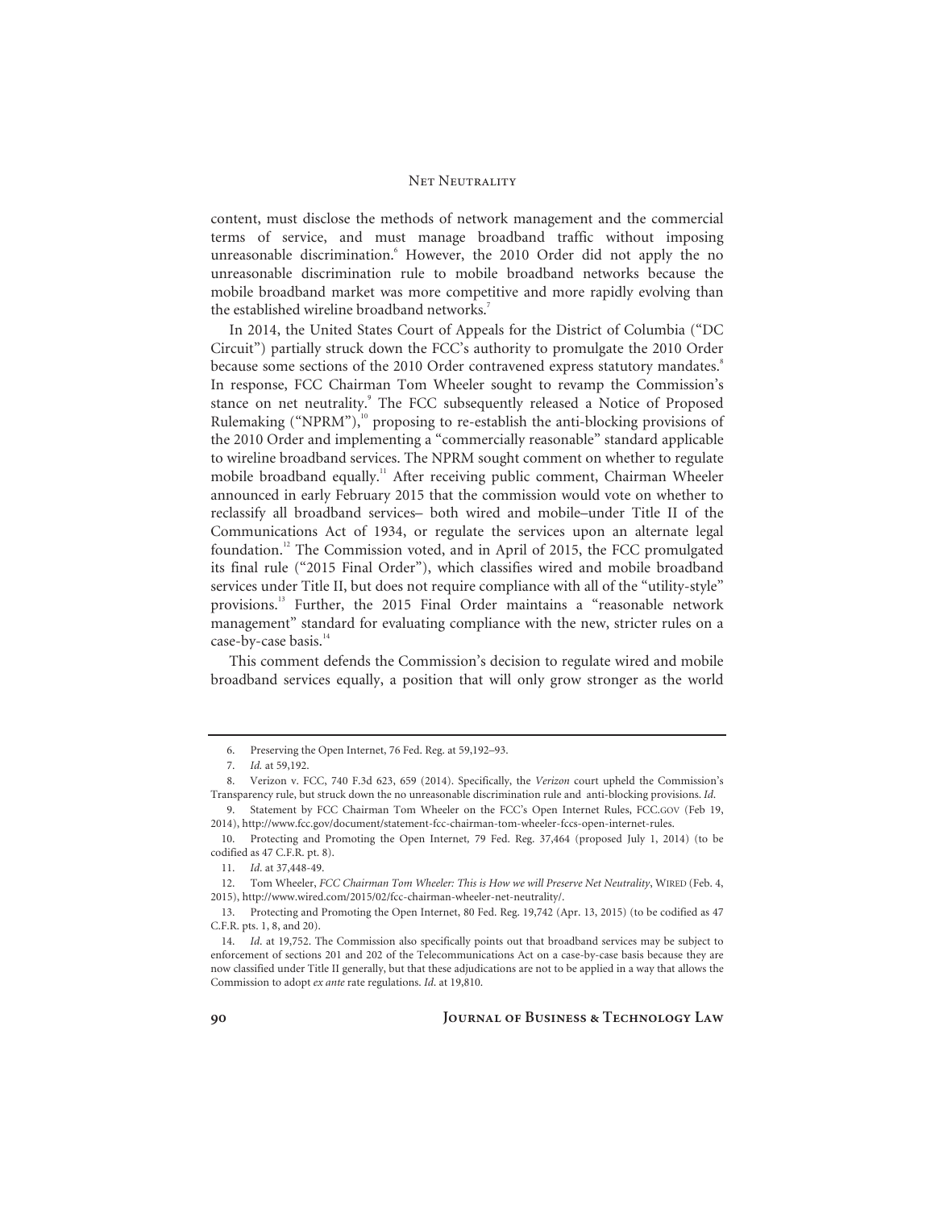content, must disclose the methods of network management and the commercial terms of service, and must manage broadband traffic without imposing unreasonable discrimination.[6] However, the 2010 Order did not apply the no unreasonable discrimination rule to mobile broadband networks because the mobile broadband market was more competitive and more rapidly evolving than the established wireline broadband networks.[7]

In 2014, the United States Court of Appeals for the District of Columbia ("DC Circuit") partially struck down the FCC's authority to promulgate the 2010 Order because some sections of the 2010 Order contravened express statutory mandates.[8] In response, FCC Chairman Tom Wheeler sought to revamp the Commission's stance on net neutrality.[9] The FCC subsequently released a Notice of Proposed Rulemaking ("NPRM"),[10] proposing to re-establish the anti-blocking provisions of the 2010 Order and implementing a "commercially reasonable" standard applicable to wireline broadband services. The NPRM sought comment on whether to regulate mobile broadband equally.[11] After receiving public comment, Chairman Wheeler announced in early February 2015 that the commission would vote on whether to reclassify all broadband services– both wired and mobile–under Title II of the Communications Act of 1934, or regulate the services upon an alternate legal foundation.[12] The Commission voted, and in April of 2015, the FCC promulgated its final rule ("2015 Final Order"), which classifies wired and mobile broadband services under Title II, but does not require compliance with all of the "utility-style" provisions.[13] Further, the 2015 Final Order maintains a "reasonable network management" standard for evaluating compliance with the new, stricter rules on a case-by-case basis.[14]

This comment defends the Commission's decision to regulate wired and mobile broadband services equally, a position that will only grow stronger as the world

---

6. Preserving the Open Internet, 76 Fed. Reg. at 59,192–93.

7. *Id.* at 59,192.

8. Verizon v. FCC, 740 F.3d 623, 659 (2014). Specifically, the *Verizon* court upheld the Commission's Transparency rule, but struck down the no unreasonable discrimination rule and anti-blocking provisions. *Id.*

9. Statement by FCC Chairman Tom Wheeler on the FCC's Open Internet Rules, FCC.GOV (Feb 19, 2014), http://www.fcc.gov/document/statement-fcc-chairman-tom-wheeler-fccs-open-internet-rules.

10. Protecting and Promoting the Open Internet, 79 Fed. Reg. 37,464 (proposed July 1, 2014) (to be codified as 47 C.F.R. pt. 8).

11. *Id.* at 37,448-49.

12. Tom Wheeler, *FCC Chairman Tom Wheeler: This is How we will Preserve Net Neutrality*, WIRED (Feb. 4, 2015), http://www.wired.com/2015/02/fcc-chairman-wheeler-net-neutrality/.

13. Protecting and Promoting the Open Internet, 80 Fed. Reg. 19,742 (Apr. 13, 2015) (to be codified as 47 C.F.R. pts. 1, 8, and 20).

14. *Id.* at 19,752. The Commission also specifically points out that broadband services may be subject to enforcement of sections 201 and 202 of the Telecommunications Act on a case-by-case basis because they are now classified under Title II generally, but that these adjudications are not to be applied in a way that allows the Commission to adopt *ex ante* rate regulations. *Id.* at 19,810.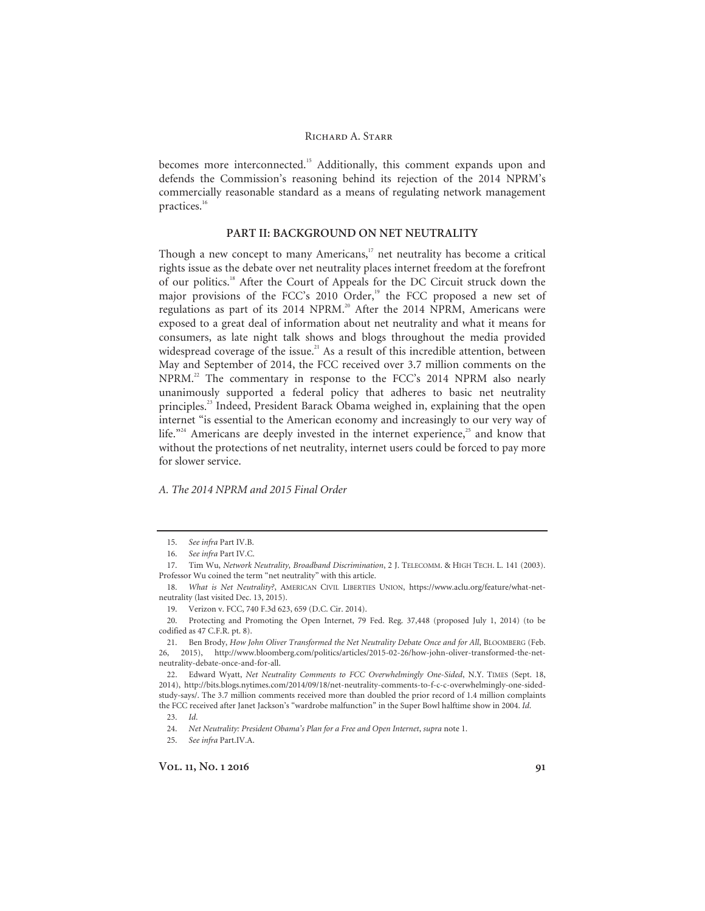becomes more interconnected.[15] Additionally, this comment expands upon and defends the Commission's reasoning behind its rejection of the 2014 NPRM's commercially reasonable standard as a means of regulating network management practices.[16]

## PART II: BACKGROUND ON NET NEUTRALITY

Though a new concept to many Americans,[17] net neutrality has become a critical rights issue as the debate over net neutrality places internet freedom at the forefront of our politics.[18] After the Court of Appeals for the DC Circuit struck down the major provisions of the FCC's 2010 Order,[19] the FCC proposed a new set of regulations as part of its 2014 NPRM.[20] After the 2014 NPRM, Americans were exposed to a great deal of information about net neutrality and what it means for consumers, as late night talk shows and blogs throughout the media provided widespread coverage of the issue.[21] As a result of this incredible attention, between May and September of 2014, the FCC received over 3.7 million comments on the NPRM.[22] The commentary in response to the FCC's 2014 NPRM also nearly unanimously supported a federal policy that adheres to basic net neutrality principles.[23] Indeed, President Barack Obama weighed in, explaining that the open internet "is essential to the American economy and increasingly to our very way of life."[24] Americans are deeply invested in the internet experience,[25] and know that without the protections of net neutrality, internet users could be forced to pay more for slower service.

### *A. The 2014 NPRM and 2015 Final Order*

---

15. *See infra* Part IV.B.

16. *See infra* Part IV.C.

17. Tim Wu, *Network Neutrality, Broadband Discrimination*, 2 J. TELECOMM. & HIGH TECH. L. 141 (2003). Professor Wu coined the term "net neutrality" with this article.

18. *What is Net Neutrality?*, AMERICAN CIVIL LIBERTIES UNION, https://www.aclu.org/feature/what-net-neutrality (last visited Dec. 13, 2015).

19. Verizon v. FCC, 740 F.3d 623, 659 (D.C. Cir. 2014).

20. Protecting and Promoting the Open Internet, 79 Fed. Reg. 37,448 (proposed July 1, 2014) (to be codified as 47 C.F.R. pt. 8).

21. Ben Brody, *How John Oliver Transformed the Net Neutrality Debate Once and for All*, BLOOMBERG (Feb. 26, 2015), http://www.bloomberg.com/politics/articles/2015-02-26/how-john-oliver-transformed-the-net-neutrality-debate-once-and-for-all.

22. Edward Wyatt, *Net Neutrality Comments to FCC Overwhelmingly One-Sided*, N.Y. TIMES (Sept. 18, 2014), http://bits.blogs.nytimes.com/2014/09/18/net-neutrality-comments-to-f-c-c-overwhelmingly-one-sided-study-says/. The 3.7 million comments received more than doubled the prior record of 1.4 million complaints the FCC received after Janet Jackson's "wardrobe malfunction" in the Super Bowl halftime show in 2004. *Id*.

23. *Id*.

24. *Net Neutrality: President Obama's Plan for a Free and Open Internet*, *supra* note 1.

25. *See infra* Part.IV.A.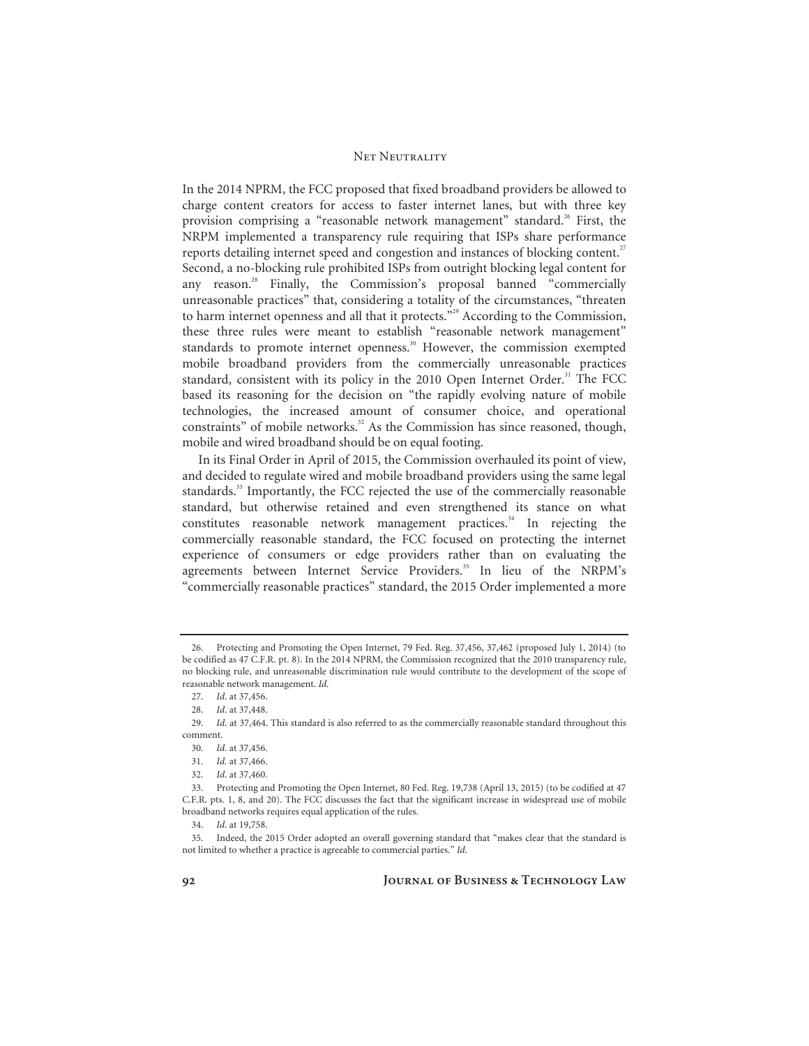In the 2014 NPRM, the FCC proposed that fixed broadband providers be allowed to charge content creators for access to faster internet lanes, but with three key provision comprising a "reasonable network management" standard.[26] First, the NRPM implemented a transparency rule requiring that ISPs share performance reports detailing internet speed and congestion and instances of blocking content.[27] Second, a no-blocking rule prohibited ISPs from outright blocking legal content for any reason.[28] Finally, the Commission's proposal banned "commercially unreasonable practices" that, considering a totality of the circumstances, "threaten to harm internet openness and all that it protects."[29] According to the Commission, these three rules were meant to establish "reasonable network management" standards to promote internet openness.[30] However, the commission exempted mobile broadband providers from the commercially unreasonable practices standard, consistent with its policy in the 2010 Open Internet Order.[31] The FCC based its reasoning for the decision on "the rapidly evolving nature of mobile technologies, the increased amount of consumer choice, and operational constraints" of mobile networks.[32] As the Commission has since reasoned, though, mobile and wired broadband should be on equal footing.

In its Final Order in April of 2015, the Commission overhauled its point of view, and decided to regulate wired and mobile broadband providers using the same legal standards.[33] Importantly, the FCC rejected the use of the commercially reasonable standard, but otherwise retained and even strengthened its stance on what constitutes reasonable network management practices.[34] In rejecting the commercially reasonable standard, the FCC focused on protecting the internet experience of consumers or edge providers rather than on evaluating the agreements between Internet Service Providers.[35] In lieu of the NRPM's "commercially reasonable practices" standard, the 2015 Order implemented a more

---

26. Protecting and Promoting the Open Internet, 79 Fed. Reg. 37,456, 37,462 (proposed July 1, 2014) (to be codified as 47 C.F.R. pt. 8). In the 2014 NPRM, the Commission recognized that the 2010 transparency rule, no blocking rule, and unreasonable discrimination rule would contribute to the development of the scope of reasonable network management. *Id.*

27. *Id.* at 37,456.

28. *Id.* at 37,448.

29. *Id.* at 37,464. This standard is also referred to as the commercially reasonable standard throughout this comment.

30. *Id.* at 37,456.

31. *Id.* at 37,466.

32. *Id.* at 37,460.

33. Protecting and Promoting the Open Internet, 80 Fed. Reg. 19,738 (April 13, 2015) (to be codified at 47 C.F.R. pts. 1, 8, and 20). The FCC discusses the fact that the significant increase in widespread use of mobile broadband networks requires equal application of the rules.

34. *Id.* at 19,758.

35. Indeed, the 2015 Order adopted an overall governing standard that "makes clear that the standard is not limited to whether a practice is agreeable to commercial parties." *Id.*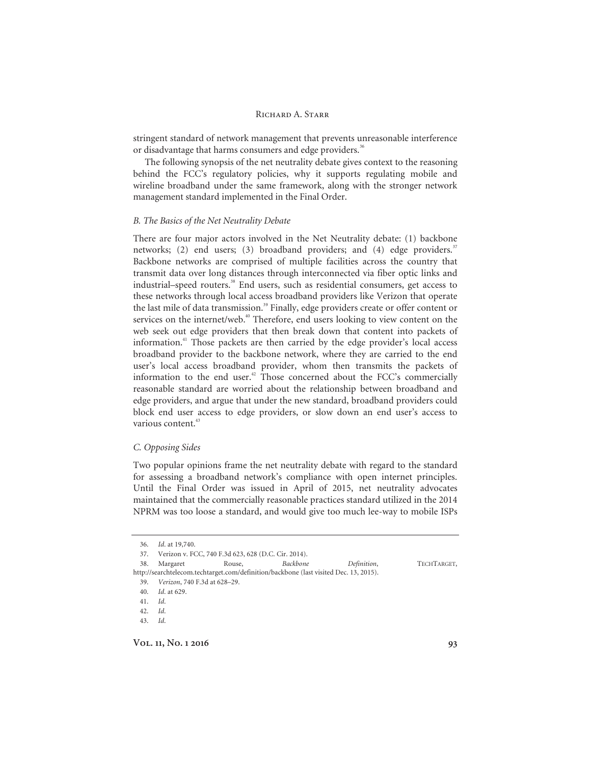stringent standard of network management that prevents unreasonable interference or disadvantage that harms consumers and edge providers.[36]

The following synopsis of the net neutrality debate gives context to the reasoning behind the FCC's regulatory policies, why it supports regulating mobile and wireline broadband under the same framework, along with the stronger network management standard implemented in the Final Order.

### *B. The Basics of the Net Neutrality Debate*

There are four major actors involved in the Net Neutrality debate: (1) backbone networks; (2) end users; (3) broadband providers; and (4) edge providers.[37] Backbone networks are comprised of multiple facilities across the country that transmit data over long distances through interconnected via fiber optic links and industrial–speed routers.[38] End users, such as residential consumers, get access to these networks through local access broadband providers like Verizon that operate the last mile of data transmission.[39] Finally, edge providers create or offer content or services on the internet/web.[40] Therefore, end users looking to view content on the web seek out edge providers that then break down that content into packets of information.[41] Those packets are then carried by the edge provider's local access broadband provider to the backbone network, where they are carried to the end user's local access broadband provider, whom then transmits the packets of information to the end user.[42] Those concerned about the FCC's commercially reasonable standard are worried about the relationship between broadband and edge providers, and argue that under the new standard, broadband providers could block end user access to edge providers, or slow down an end user's access to various content.[43]

### *C. Opposing Sides*

Two popular opinions frame the net neutrality debate with regard to the standard for assessing a broadband network's compliance with open internet principles. Until the Final Order was issued in April of 2015, net neutrality advocates maintained that the commercially reasonable practices standard utilized in the 2014 NPRM was too loose a standard, and would give too much lee-way to mobile ISPs

---

36. *Id.* at 19,740.

37. Verizon v. FCC, 740 F.3d 623, 628 (D.C. Cir. 2014).

38. Margaret Rouse, *Backbone Definition*, TECHTARGET, http://searchtelecom.techtarget.com/definition/backbone (last visited Dec. 13, 2015).

39. *Verizon*, 740 F.3d at 628–29.

40. *Id.* at 629.

41. *Id.*

42. *Id.*

43. *Id.*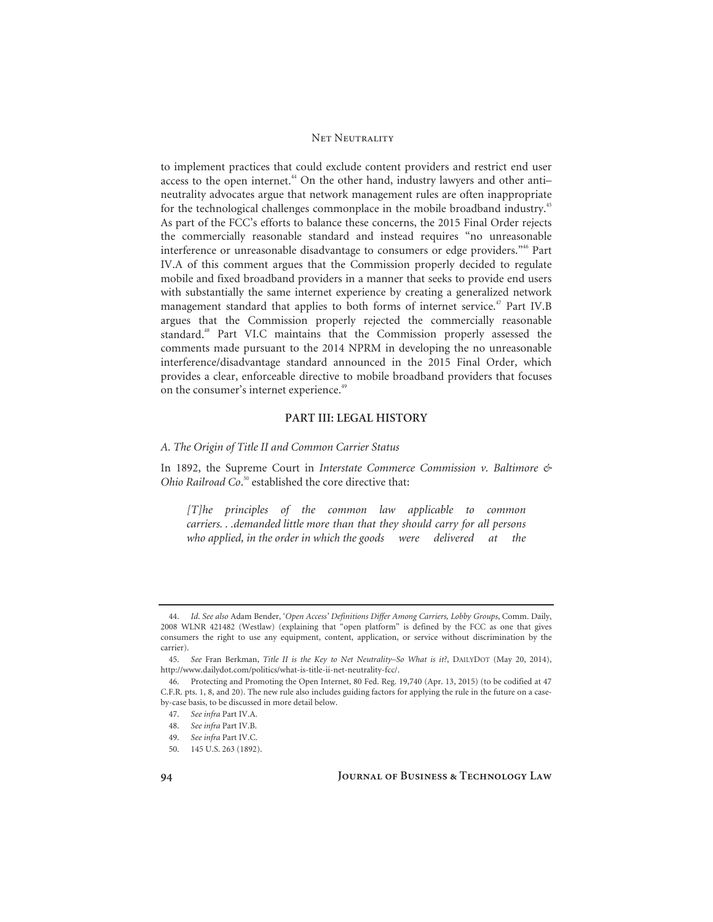to implement practices that could exclude content providers and restrict end user access to the open internet.[44] On the other hand, industry lawyers and other anti–neutrality advocates argue that network management rules are often inappropriate for the technological challenges commonplace in the mobile broadband industry.[45] As part of the FCC's efforts to balance these concerns, the 2015 Final Order rejects the commercially reasonable standard and instead requires "no unreasonable interference or unreasonable disadvantage to consumers or edge providers."[46] Part IV.A of this comment argues that the Commission properly decided to regulate mobile and fixed broadband providers in a manner that seeks to provide end users with substantially the same internet experience by creating a generalized network management standard that applies to both forms of internet service.[47] Part IV.B argues that the Commission properly rejected the commercially reasonable standard.[48] Part VI.C maintains that the Commission properly assessed the comments made pursuant to the 2014 NPRM in developing the no unreasonable interference/disadvantage standard announced in the 2015 Final Order, which provides a clear, enforceable directive to mobile broadband providers that focuses on the consumer's internet experience.[49]

## PART III: LEGAL HISTORY

### *A. The Origin of Title II and Common Carrier Status*

In 1892, the Supreme Court in *Interstate Commerce Commission v. Baltimore & Ohio Railroad Co.*[50] established the core directive that:

> *[T]he principles of the common law applicable to common carriers. . .demanded little more than that they should carry for all persons who applied, in the order in which the goods were delivered at the*

---

44. *Id. See also* Adam Bender, *'Open Access' Definitions Differ Among Carriers, Lobby Groups*, Comm. Daily, 2008 WLNR 421482 (Westlaw) (explaining that "open platform" is defined by the FCC as one that gives consumers the right to use any equipment, content, application, or service without discrimination by the carrier).

45. *See* Fran Berkman, *Title II is the Key to Net Neutrality–So What is it?*, DAILYDOT (May 20, 2014), http://www.dailydot.com/politics/what-is-title-ii-net-neutrality-fcc/.

46. Protecting and Promoting the Open Internet, 80 Fed. Reg. 19,740 (Apr. 13, 2015) (to be codified at 47 C.F.R. pts. 1, 8, and 20). The new rule also includes guiding factors for applying the rule in the future on a case-by-case basis, to be discussed in more detail below.

47. *See infra* Part IV.A.

48. *See infra* Part IV.B.

49. *See infra* Part IV.C.

50. 145 U.S. 263 (1892).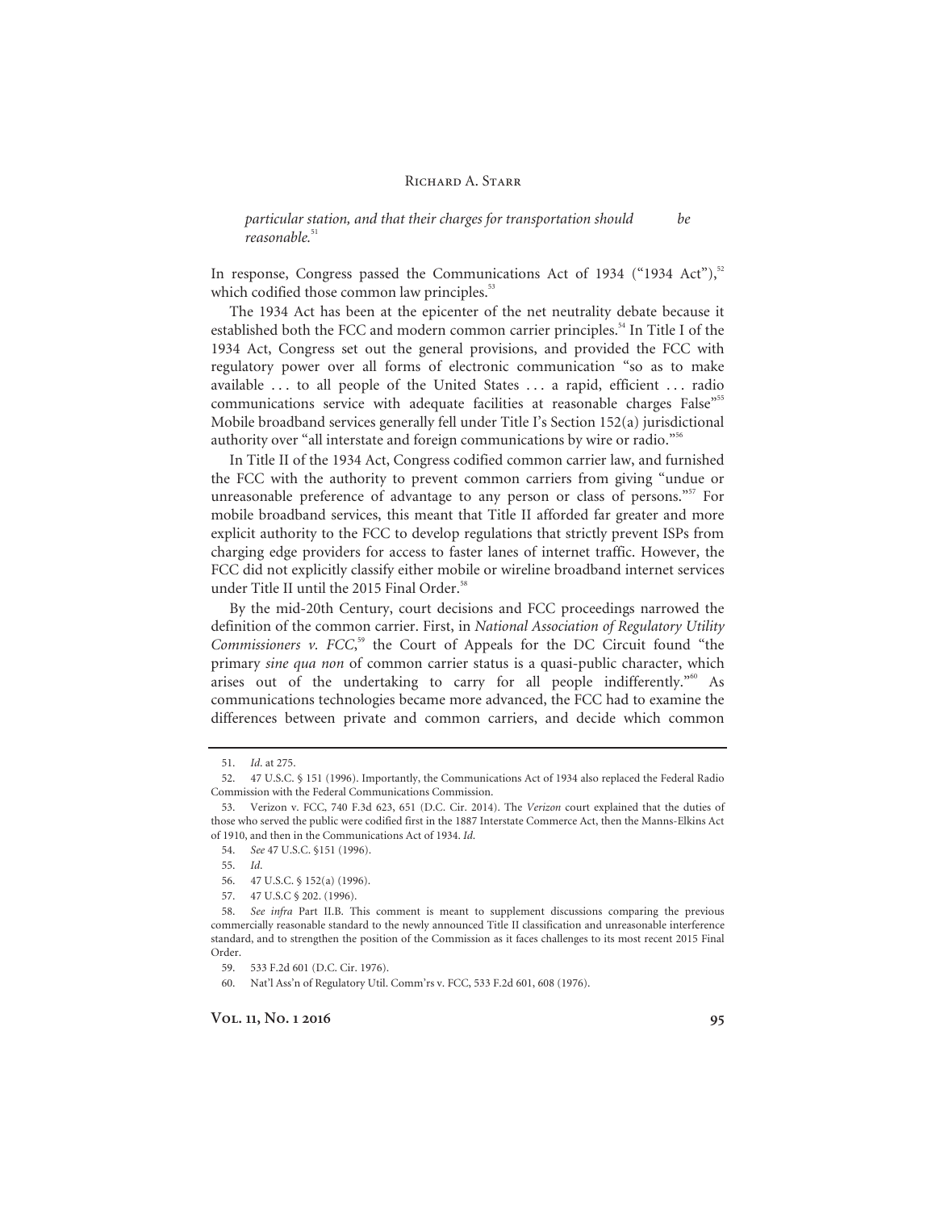*particular station, and that their charges for transportation should be reasonable.*[51]

In response, Congress passed the Communications Act of 1934 ("1934 Act"),[52] which codified those common law principles.[53]

The 1934 Act has been at the epicenter of the net neutrality debate because it established both the FCC and modern common carrier principles.[54] In Title I of the 1934 Act, Congress set out the general provisions, and provided the FCC with regulatory power over all forms of electronic communication "so as to make available . . . to all people of the United States . . . a rapid, efficient . . . radio communications service with adequate facilities at reasonable charges False"[55] Mobile broadband services generally fell under Title I's Section 152(a) jurisdictional authority over "all interstate and foreign communications by wire or radio."[56]

In Title II of the 1934 Act, Congress codified common carrier law, and furnished the FCC with the authority to prevent common carriers from giving "undue or unreasonable preference of advantage to any person or class of persons."[57] For mobile broadband services, this meant that Title II afforded far greater and more explicit authority to the FCC to develop regulations that strictly prevent ISPs from charging edge providers for access to faster lanes of internet traffic. However, the FCC did not explicitly classify either mobile or wireline broadband internet services under Title II until the 2015 Final Order.[58]

By the mid-20th Century, court decisions and FCC proceedings narrowed the definition of the common carrier. First, in *National Association of Regulatory Utility Commissioners v. FCC*,[59] the Court of Appeals for the DC Circuit found "the primary *sine qua non* of common carrier status is a quasi-public character, which arises out of the undertaking to carry for all people indifferently."[60] As communications technologies became more advanced, the FCC had to examine the differences between private and common carriers, and decide which common

---

51. *Id*. at 275.

52. 47 U.S.C. § 151 (1996). Importantly, the Communications Act of 1934 also replaced the Federal Radio Commission with the Federal Communications Commission.

53. Verizon v. FCC, 740 F.3d 623, 651 (D.C. Cir. 2014). The *Verizon* court explained that the duties of those who served the public were codified first in the 1887 Interstate Commerce Act, then the Manns-Elkins Act of 1910, and then in the Communications Act of 1934. *Id*.

54. *See* 47 U.S.C. §151 (1996).

55. *Id*.

56. 47 U.S.C. § 152(a) (1996).

57. 47 U.S.C § 202. (1996).

58. *See infra* Part II.B. This comment is meant to supplement discussions comparing the previous commercially reasonable standard to the newly announced Title II classification and unreasonable interference standard, and to strengthen the position of the Commission as it faces challenges to its most recent 2015 Final Order.

59. 533 F.2d 601 (D.C. Cir. 1976).

60. Nat'l Ass'n of Regulatory Util. Comm'rs v. FCC, 533 F.2d 601, 608 (1976).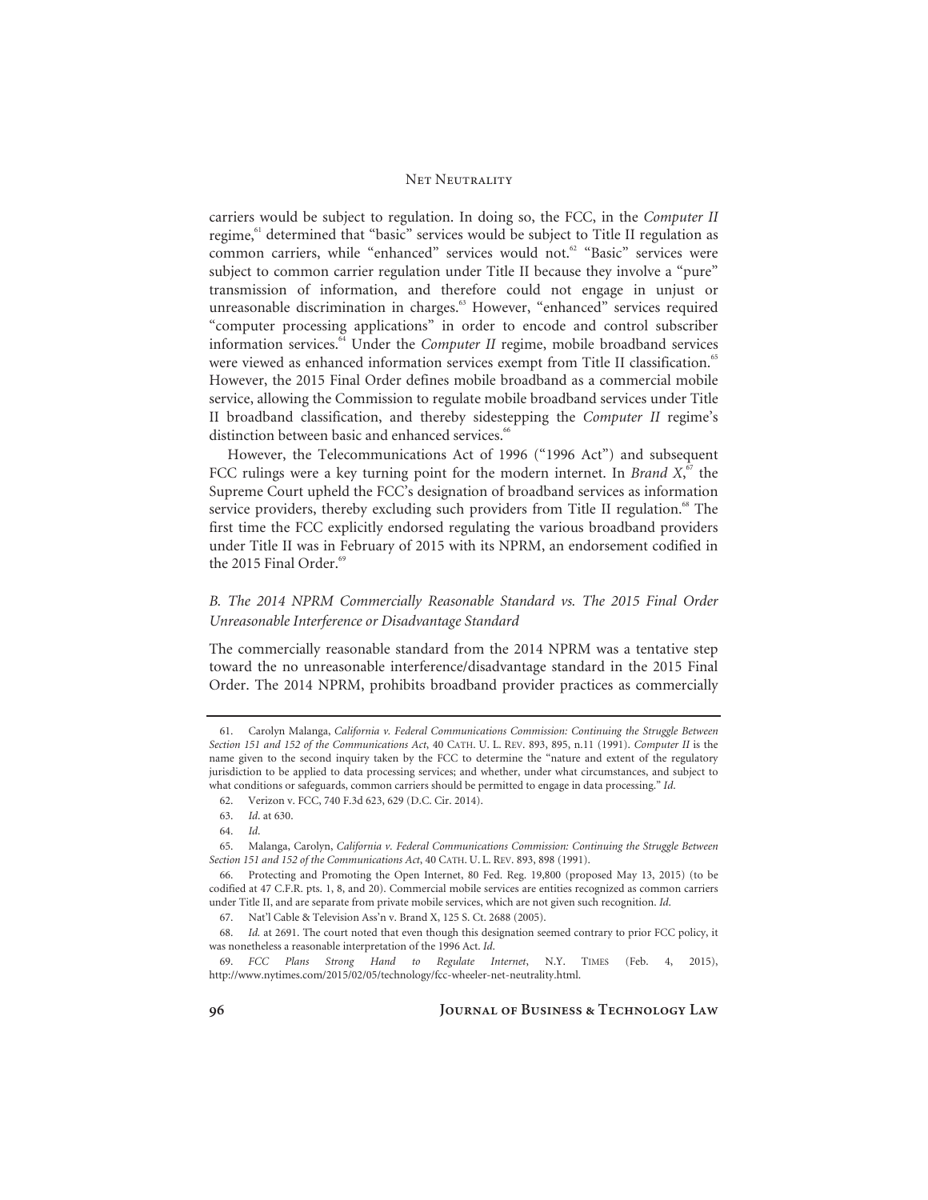carriers would be subject to regulation. In doing so, the FCC, in the *Computer II* regime,[61] determined that "basic" services would be subject to Title II regulation as common carriers, while "enhanced" services would not.[62] "Basic" services were subject to common carrier regulation under Title II because they involve a "pure" transmission of information, and therefore could not engage in unjust or unreasonable discrimination in charges.[63] However, "enhanced" services required "computer processing applications" in order to encode and control subscriber information services.[64] Under the *Computer II* regime, mobile broadband services were viewed as enhanced information services exempt from Title II classification.[65] However, the 2015 Final Order defines mobile broadband as a commercial mobile service, allowing the Commission to regulate mobile broadband services under Title II broadband classification, and thereby sidestepping the *Computer II* regime's distinction between basic and enhanced services.[66]

However, the Telecommunications Act of 1996 ("1996 Act") and subsequent FCC rulings were a key turning point for the modern internet. In *Brand X*,[67] the Supreme Court upheld the FCC's designation of broadband services as information service providers, thereby excluding such providers from Title II regulation.[68] The first time the FCC explicitly endorsed regulating the various broadband providers under Title II was in February of 2015 with its NPRM, an endorsement codified in the 2015 Final Order.[69]

### *B. The 2014 NPRM Commercially Reasonable Standard vs. The 2015 Final Order Unreasonable Interference or Disadvantage Standard*

The commercially reasonable standard from the 2014 NPRM was a tentative step toward the no unreasonable interference/disadvantage standard in the 2015 Final Order. The 2014 NPRM, prohibits broadband provider practices as commercially

---

61. Carolyn Malanga, *California v. Federal Communications Commission: Continuing the Struggle Between Section 151 and 152 of the Communications Act*, 40 CATH. U. L. REV. 893, 895, n.11 (1991). *Computer II* is the name given to the second inquiry taken by the FCC to determine the "nature and extent of the regulatory jurisdiction to be applied to data processing services; and whether, under what circumstances, and subject to what conditions or safeguards, common carriers should be permitted to engage in data processing." *Id.*

62. Verizon v. FCC, 740 F.3d 623, 629 (D.C. Cir. 2014).

63. *Id.* at 630.

64. *Id.*

65. Malanga, Carolyn, *California v. Federal Communications Commission: Continuing the Struggle Between Section 151 and 152 of the Communications Act*, 40 CATH. U. L. REV. 893, 898 (1991).

66. Protecting and Promoting the Open Internet, 80 Fed. Reg. 19,800 (proposed May 13, 2015) (to be codified at 47 C.F.R. pts. 1, 8, and 20). Commercial mobile services are entities recognized as common carriers under Title II, and are separate from private mobile services, which are not given such recognition. *Id.*

67. Nat'l Cable & Television Ass'n v. Brand X, 125 S. Ct. 2688 (2005).

68. *Id.* at 2691. The court noted that even though this designation seemed contrary to prior FCC policy, it was nonetheless a reasonable interpretation of the 1996 Act. *Id.*

69. *FCC Plans Strong Hand to Regulate Internet*, N.Y. TIMES (Feb. 4, 2015), http://www.nytimes.com/2015/02/05/technology/fcc-wheeler-net-neutrality.html.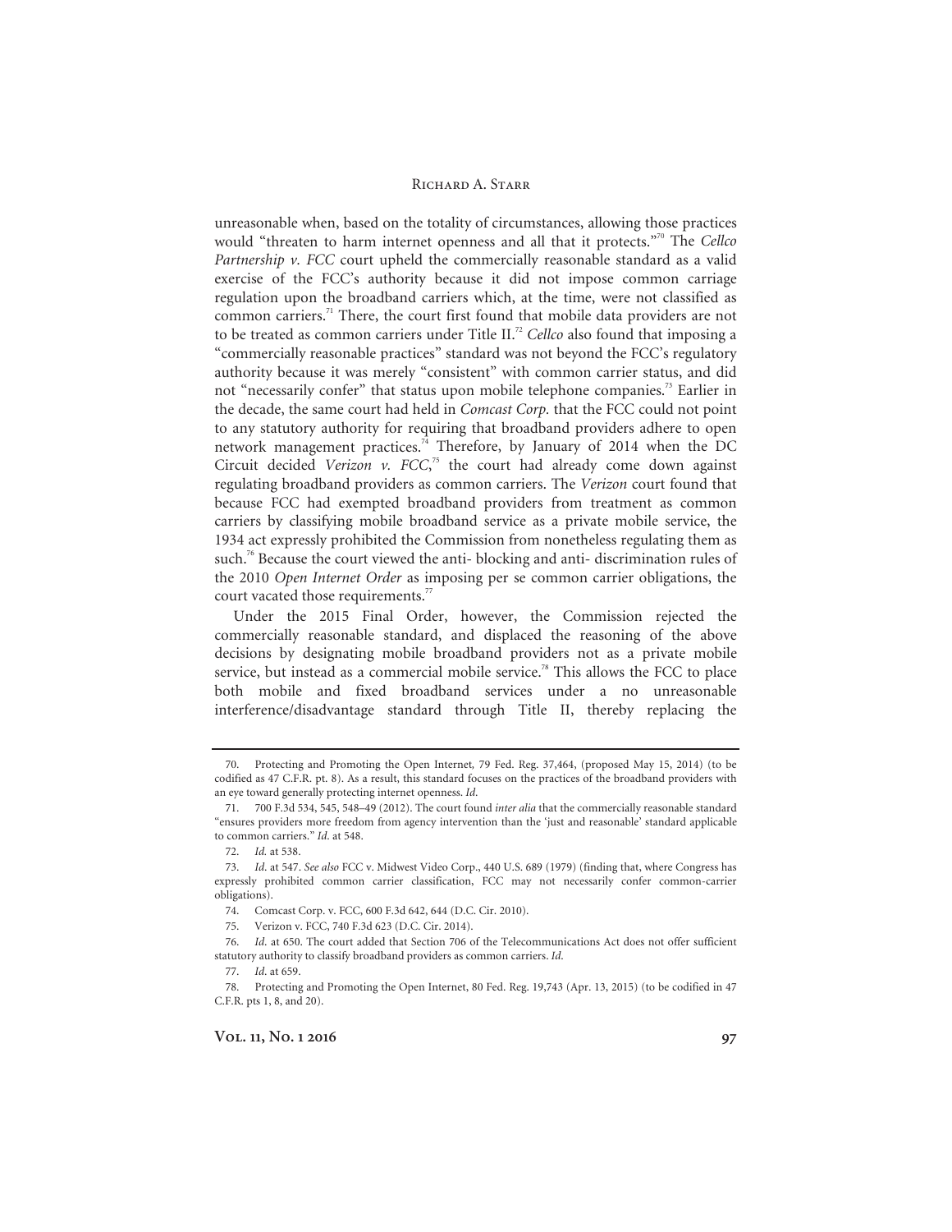unreasonable when, based on the totality of circumstances, allowing those practices would "threaten to harm internet openness and all that it protects."[70] The *Cellco Partnership v. FCC* court upheld the commercially reasonable standard as a valid exercise of the FCC's authority because it did not impose common carriage regulation upon the broadband carriers which, at the time, were not classified as common carriers.[71] There, the court first found that mobile data providers are not to be treated as common carriers under Title II.[72] *Cellco* also found that imposing a "commercially reasonable practices" standard was not beyond the FCC's regulatory authority because it was merely "consistent" with common carrier status, and did not "necessarily confer" that status upon mobile telephone companies.[73] Earlier in the decade, the same court had held in *Comcast Corp.* that the FCC could not point to any statutory authority for requiring that broadband providers adhere to open network management practices.[74] Therefore, by January of 2014 when the DC Circuit decided *Verizon v. FCC*,[75] the court had already come down against regulating broadband providers as common carriers. The *Verizon* court found that because FCC had exempted broadband providers from treatment as common carriers by classifying mobile broadband service as a private mobile service, the 1934 act expressly prohibited the Commission from nonetheless regulating them as such.[76] Because the court viewed the anti- blocking and anti- discrimination rules of the 2010 *Open Internet Order* as imposing per se common carrier obligations, the court vacated those requirements.[77]

Under the 2015 Final Order, however, the Commission rejected the commercially reasonable standard, and displaced the reasoning of the above decisions by designating mobile broadband providers not as a private mobile service, but instead as a commercial mobile service.[78] This allows the FCC to place both mobile and fixed broadband services under a no unreasonable interference/disadvantage standard through Title II, thereby replacing the

---

70. Protecting and Promoting the Open Internet, 79 Fed. Reg. 37,464, (proposed May 15, 2014) (to be codified as 47 C.F.R. pt. 8). As a result, this standard focuses on the practices of the broadband providers with an eye toward generally protecting internet openness. *Id.*

71. 700 F.3d 534, 545, 548–49 (2012). The court found *inter alia* that the commercially reasonable standard "ensures providers more freedom from agency intervention than the 'just and reasonable' standard applicable to common carriers." *Id.* at 548.

72. *Id.* at 538.

73. *Id.* at 547. *See also* FCC v. Midwest Video Corp., 440 U.S. 689 (1979) (finding that, where Congress has expressly prohibited common carrier classification, FCC may not necessarily confer common-carrier obligations).

74. Comcast Corp. v. FCC, 600 F.3d 642, 644 (D.C. Cir. 2010).

75. Verizon v. FCC, 740 F.3d 623 (D.C. Cir. 2014).

76. *Id.* at 650. The court added that Section 706 of the Telecommunications Act does not offer sufficient statutory authority to classify broadband providers as common carriers. *Id.*

77. *Id.* at 659.

78. Protecting and Promoting the Open Internet, 80 Fed. Reg. 19,743 (Apr. 13, 2015) (to be codified in 47 C.F.R. pts 1, 8, and 20).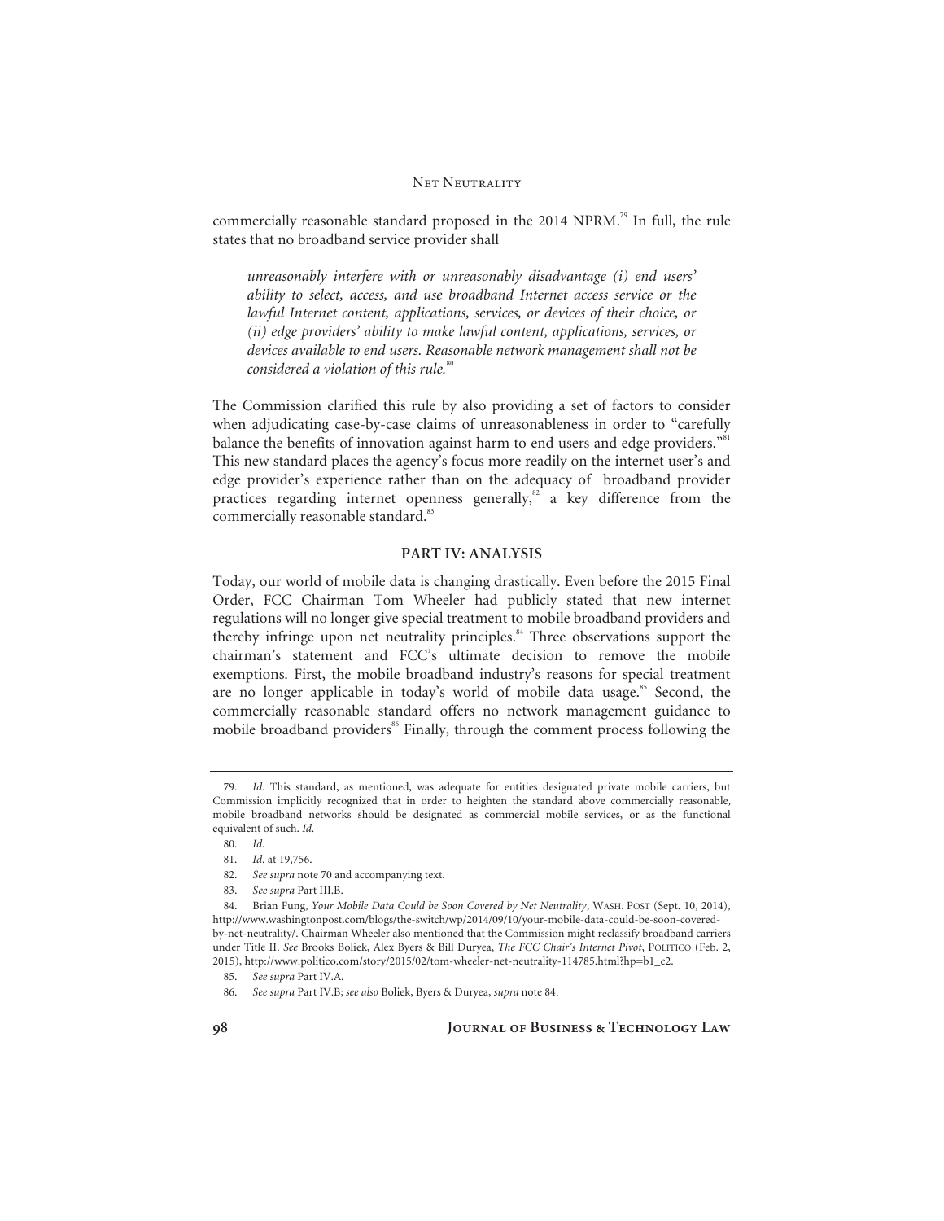commercially reasonable standard proposed in the 2014 NPRM.[79] In full, the rule states that no broadband service provider shall

> *unreasonably interfere with or unreasonably disadvantage (i) end users' ability to select, access, and use broadband Internet access service or the lawful Internet content, applications, services, or devices of their choice, or (ii) edge providers' ability to make lawful content, applications, services, or devices available to end users. Reasonable network management shall not be considered a violation of this rule.*[80]

The Commission clarified this rule by also providing a set of factors to consider when adjudicating case-by-case claims of unreasonableness in order to "carefully balance the benefits of innovation against harm to end users and edge providers."[81] This new standard places the agency's focus more readily on the internet user's and edge provider's experience rather than on the adequacy of broadband provider practices regarding internet openness generally,[82] a key difference from the commercially reasonable standard.[83]

## PART IV: ANALYSIS

Today, our world of mobile data is changing drastically. Even before the 2015 Final Order, FCC Chairman Tom Wheeler had publicly stated that new internet regulations will no longer give special treatment to mobile broadband providers and thereby infringe upon net neutrality principles.[84] Three observations support the chairman's statement and FCC's ultimate decision to remove the mobile exemptions. First, the mobile broadband industry's reasons for special treatment are no longer applicable in today's world of mobile data usage.[85] Second, the commercially reasonable standard offers no network management guidance to mobile broadband providers[86] Finally, through the comment process following the

---

79. *Id.* This standard, as mentioned, was adequate for entities designated private mobile carriers, but Commission implicitly recognized that in order to heighten the standard above commercially reasonable, mobile broadband networks should be designated as commercial mobile services, or as the functional equivalent of such. *Id.*

80. *Id.*

81. *Id.* at 19,756.

82. *See supra* note 70 and accompanying text.

83. *See supra* Part III.B.

84. Brian Fung, *Your Mobile Data Could be Soon Covered by Net Neutrality*, WASH. POST (Sept. 10, 2014), http://www.washingtonpost.com/blogs/the-switch/wp/2014/09/10/your-mobile-data-could-be-soon-covered-by-net-neutrality/. Chairman Wheeler also mentioned that the Commission might reclassify broadband carriers under Title II. *See* Brooks Boliek, Alex Byers & Bill Duryea, *The FCC Chair's Internet Pivot*, POLITICO (Feb. 2, 2015), http://www.politico.com/story/2015/02/tom-wheeler-net-neutrality-114785.html?hp=b1_c2.

85. *See supra* Part IV.A.

86. *See supra* Part IV.B; *see also* Boliek, Byers & Duryea, *supra* note 84.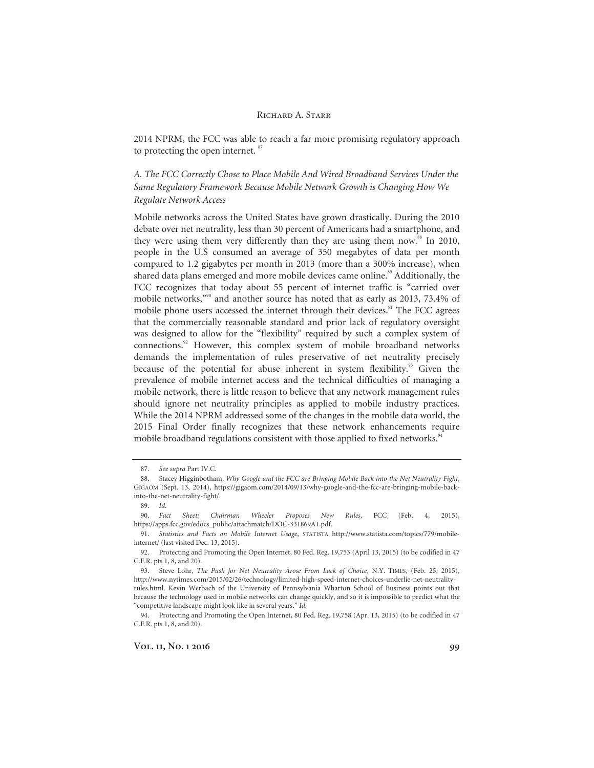2014 NPRM, the FCC was able to reach a far more promising regulatory approach to protecting the open internet. [87]

### *A. The FCC Correctly Chose to Place Mobile And Wired Broadband Services Under the Same Regulatory Framework Because Mobile Network Growth is Changing How We Regulate Network Access*

Mobile networks across the United States have grown drastically. During the 2010 debate over net neutrality, less than 30 percent of Americans had a smartphone, and they were using them very differently than they are using them now.[88] In 2010, people in the U.S consumed an average of 350 megabytes of data per month compared to 1.2 gigabytes per month in 2013 (more than a 300% increase), when shared data plans emerged and more mobile devices came online.[89] Additionally, the FCC recognizes that today about 55 percent of internet traffic is "carried over mobile networks,"[90] and another source has noted that as early as 2013, 73.4% of mobile phone users accessed the internet through their devices.[91] The FCC agrees that the commercially reasonable standard and prior lack of regulatory oversight was designed to allow for the "flexibility" required by such a complex system of connections.[92] However, this complex system of mobile broadband networks demands the implementation of rules preservative of net neutrality precisely because of the potential for abuse inherent in system flexibility.[93] Given the prevalence of mobile internet access and the technical difficulties of managing a mobile network, there is little reason to believe that any network management rules should ignore net neutrality principles as applied to mobile industry practices. While the 2014 NPRM addressed some of the changes in the mobile data world, the 2015 Final Order finally recognizes that these network enhancements require mobile broadband regulations consistent with those applied to fixed networks.[94]

---

87. *See supra* Part IV.C.

88. Stacey Higginbotham, *Why Google and the FCC are Bringing Mobile Back into the Net Neutrality Fight*, GIGAOM (Sept. 13, 2014), https://gigaom.com/2014/09/13/why-google-and-the-fcc-are-bringing-mobile-back-into-the-net-neutrality-fight/.

89. *Id.*

90. *Fact Sheet: Chairman Wheeler Proposes New Rules*, FCC (Feb. 4, 2015), https://apps.fcc.gov/edocs_public/attachmatch/DOC-331869A1.pdf.

91. *Statistics and Facts on Mobile Internet Usage*, STATISTA http://www.statista.com/topics/779/mobile-internet/ (last visited Dec. 13, 2015).

92. Protecting and Promoting the Open Internet, 80 Fed. Reg. 19,753 (April 13, 2015) (to be codified in 47 C.F.R. pts 1, 8, and 20).

93. Steve Lohr, *The Push for Net Neutrality Arose From Lack of Choice*, N.Y. TIMES, (Feb. 25, 2015), http://www.nytimes.com/2015/02/26/technology/limited-high-speed-internet-choices-underlie-net-neutrality-rules.html. Kevin Werbach of the University of Pennsylvania Wharton School of Business points out that because the technology used in mobile networks can change quickly, and so it is impossible to predict what the "competitive landscape might look like in several years." *Id.*

94. Protecting and Promoting the Open Internet, 80 Fed. Reg. 19,758 (Apr. 13, 2015) (to be codified in 47 C.F.R. pts 1, 8, and 20).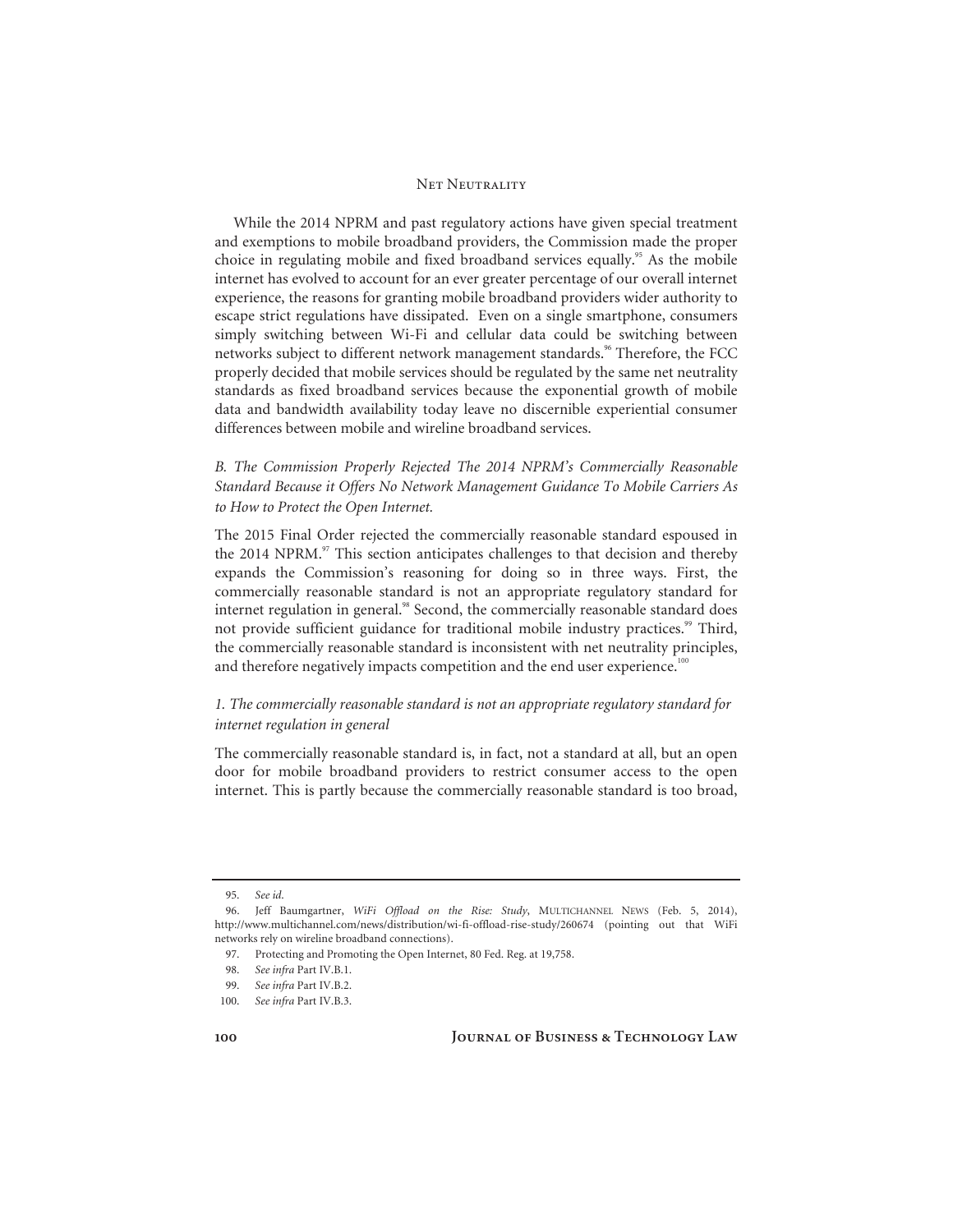While the 2014 NPRM and past regulatory actions have given special treatment and exemptions to mobile broadband providers, the Commission made the proper choice in regulating mobile and fixed broadband services equally.[95] As the mobile internet has evolved to account for an ever greater percentage of our overall internet experience, the reasons for granting mobile broadband providers wider authority to escape strict regulations have dissipated. Even on a single smartphone, consumers simply switching between Wi-Fi and cellular data could be switching between networks subject to different network management standards.[96] Therefore, the FCC properly decided that mobile services should be regulated by the same net neutrality standards as fixed broadband services because the exponential growth of mobile data and bandwidth availability today leave no discernible experiential consumer differences between mobile and wireline broadband services.

### *B. The Commission Properly Rejected The 2014 NPRM's Commercially Reasonable Standard Because it Offers No Network Management Guidance To Mobile Carriers As to How to Protect the Open Internet.*

The 2015 Final Order rejected the commercially reasonable standard espoused in the 2014 NPRM.[97] This section anticipates challenges to that decision and thereby expands the Commission's reasoning for doing so in three ways. First, the commercially reasonable standard is not an appropriate regulatory standard for internet regulation in general.[98] Second, the commercially reasonable standard does not provide sufficient guidance for traditional mobile industry practices.[99] Third, the commercially reasonable standard is inconsistent with net neutrality principles, and therefore negatively impacts competition and the end user experience.[100]

#### *1. The commercially reasonable standard is not an appropriate regulatory standard for internet regulation in general*

The commercially reasonable standard is, in fact, not a standard at all, but an open door for mobile broadband providers to restrict consumer access to the open internet. This is partly because the commercially reasonable standard is too broad,

---

95. *See id.*

96. Jeff Baumgartner, *WiFi Offload on the Rise: Study*, MULTICHANNEL NEWS (Feb. 5, 2014), http://www.multichannel.com/news/distribution/wi-fi-offload-rise-study/260674 (pointing out that WiFi networks rely on wireline broadband connections).

97. Protecting and Promoting the Open Internet, 80 Fed. Reg. at 19,758.

98. *See infra* Part IV.B.1.

99. *See infra* Part IV.B.2.

100. *See infra* Part IV.B.3.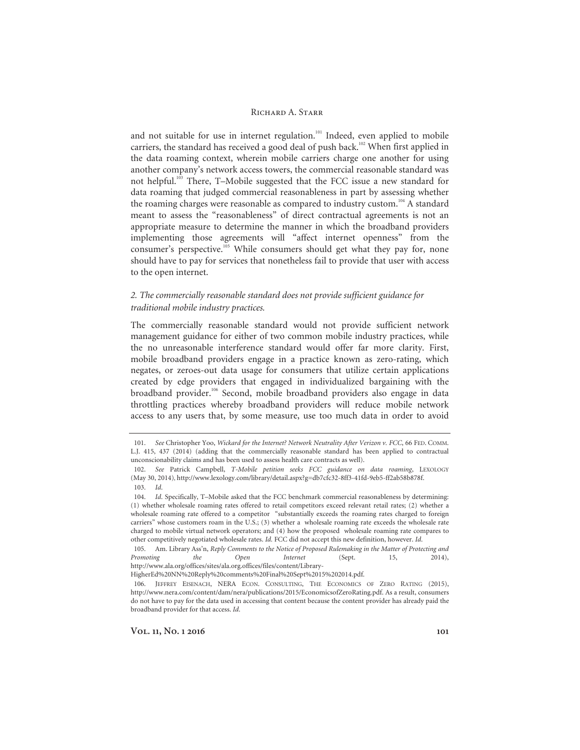and not suitable for use in internet regulation.[101] Indeed, even applied to mobile carriers, the standard has received a good deal of push back.[102] When first applied in the data roaming context, wherein mobile carriers charge one another for using another company's network access towers, the commercial reasonable standard was not helpful.[103] There, T–Mobile suggested that the FCC issue a new standard for data roaming that judged commercial reasonableness in part by assessing whether the roaming charges were reasonable as compared to industry custom.[104] A standard meant to assess the "reasonableness" of direct contractual agreements is not an appropriate measure to determine the manner in which the broadband providers implementing those agreements will "affect internet openness" from the consumer's perspective.[105] While consumers should get what they pay for, none should have to pay for services that nonetheless fail to provide that user with access to the open internet.

### *2. The commercially reasonable standard does not provide sufficient guidance for traditional mobile industry practices.*

The commercially reasonable standard would not provide sufficient network management guidance for either of two common mobile industry practices, while the no unreasonable interference standard would offer far more clarity. First, mobile broadband providers engage in a practice known as zero-rating, which negates, or zeroes-out data usage for consumers that utilize certain applications created by edge providers that engaged in individualized bargaining with the broadband provider.[106] Second, mobile broadband providers also engage in data throttling practices whereby broadband providers will reduce mobile network access to any users that, by some measure, use too much data in order to avoid

---

101. *See* Christopher Yoo, *Wickard for the Internet? Network Neutrality After Verizon v. FCC*, 66 FED. COMM. L.J. 415, 437 (2014) (adding that the commercially reasonable standard has been applied to contractual unconscionability claims and has been used to assess health care contracts as well).

102. *See* Patrick Campbell, *T-Mobile petition seeks FCC guidance on data roaming*, LEXOLOGY (May 30, 2014), http://www.lexology.com/library/detail.aspx?g=db7cfc32-8ff3-41fd-9eb5-ff2ab58b878f.

103. *Id.*

104. *Id.* Specifically, T–Mobile asked that the FCC benchmark commercial reasonableness by determining: (1) whether wholesale roaming rates offered to retail competitors exceed relevant retail rates; (2) whether a wholesale roaming rate offered to a competitor "substantially exceeds the roaming rates charged to foreign carriers" whose customers roam in the U.S.; (3) whether a wholesale roaming rate exceeds the wholesale rate charged to mobile virtual network operators; and (4) how the proposed wholesale roaming rate compares to other competitively negotiated wholesale rates. *Id.* FCC did not accept this new definition, however. *Id.*

105. Am. Library Ass'n, *Reply Comments to the Notice of Proposed Rulemaking in the Matter of Protecting and Promoting the Open Internet* (Sept. 15, 2014), http://www.ala.org/offices/sites/ala.org.offices/files/content/Library-HigherEd%20NN%20Reply%20comments%20Final%20Sept%2015%202014.pdf.

106. JEFFREY EISENACH, NERA ECON. CONSULTING, THE ECONOMICS OF ZERO RATING (2015), http://www.nera.com/content/dam/nera/publications/2015/EconomicsofZeroRating.pdf. As a result, consumers do not have to pay for the data used in accessing that content because the content provider has already paid the broadband provider for that access. *Id.*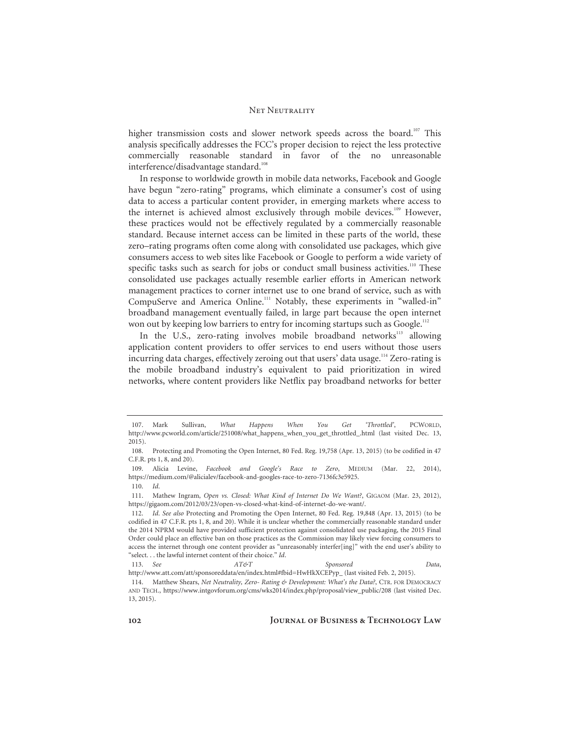higher transmission costs and slower network speeds across the board.[107] This analysis specifically addresses the FCC's proper decision to reject the less protective commercially reasonable standard in favor of the no unreasonable interference/disadvantage standard.[108]

In response to worldwide growth in mobile data networks, Facebook and Google have begun "zero-rating" programs, which eliminate a consumer's cost of using data to access a particular content provider, in emerging markets where access to the internet is achieved almost exclusively through mobile devices.[109] However, these practices would not be effectively regulated by a commercially reasonable standard. Because internet access can be limited in these parts of the world, these zero–rating programs often come along with consolidated use packages, which give consumers access to web sites like Facebook or Google to perform a wide variety of specific tasks such as search for jobs or conduct small business activities.[110] These consolidated use packages actually resemble earlier efforts in American network management practices to corner internet use to one brand of service, such as with CompuServe and America Online.[111] Notably, these experiments in "walled-in" broadband management eventually failed, in large part because the open internet won out by keeping low barriers to entry for incoming startups such as Google.[112]

In the U.S., zero-rating involves mobile broadband networks[113] allowing application content providers to offer services to end users without those users incurring data charges, effectively zeroing out that users' data usage.[114] Zero-rating is the mobile broadband industry's equivalent to paid prioritization in wired networks, where content providers like Netflix pay broadband networks for better

---

107. Mark Sullivan, *What Happens When You Get 'Throttled'*, PCWORLD, http://www.pcworld.com/article/251008/what_happens_when_you_get_throttled_.html (last visited Dec. 13, 2015).

108. Protecting and Promoting the Open Internet, 80 Fed. Reg. 19,758 (Apr. 13, 2015) (to be codified in 47 C.F.R. pts 1, 8, and 20).

109. Alicia Levine, *Facebook and Google's Race to Zero*, MEDIUM (Mar. 22, 2014), https://medium.com/@alicialev/facebook-and-googles-race-to-zero-7136fc3e5925.

110. *Id.*

111. Mathew Ingram, *Open vs. Closed: What Kind of Internet Do We Want?*, GIGAOM (Mar. 23, 2012), https://gigaom.com/2012/03/23/open-vs-closed-what-kind-of-internet-do-we-want/.

112. *Id. See also* Protecting and Promoting the Open Internet, 80 Fed. Reg. 19,848 (Apr. 13, 2015) (to be codified in 47 C.F.R. pts 1, 8, and 20). While it is unclear whether the commercially reasonable standard under the 2014 NPRM would have provided sufficient protection against consolidated use packaging, the 2015 Final Order could place an effective ban on those practices as the Commission may likely view forcing consumers to access the internet through one content provider as "unreasonably interfer[ing]" with the end user's ability to "select. . . the lawful internet content of their choice." *Id.*

113. *See AT&T Sponsored Data*, http://www.att.com/att/sponsoreddata/en/index.html#fbid=HwHkXCEPyp_ (last visited Feb. 2, 2015).

114. Matthew Shears, *Net Neutrality, Zero- Rating & Development: What's the Data?*, CTR. FOR DEMOCRACY AND TECH., https://www.intgovforum.org/cms/wks2014/index.php/proposal/view_public/208 (last visited Dec. 13, 2015).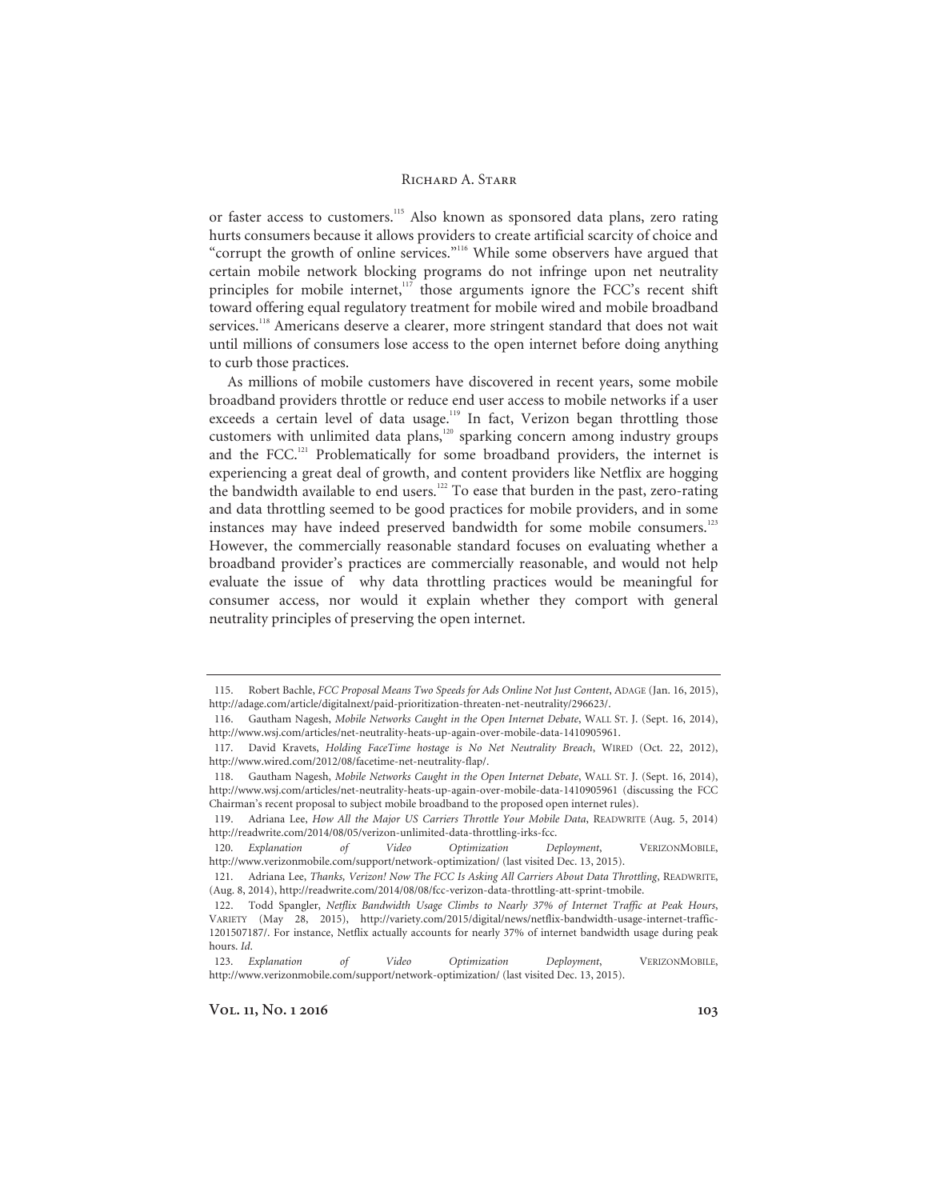or faster access to customers.[115] Also known as sponsored data plans, zero rating hurts consumers because it allows providers to create artificial scarcity of choice and "corrupt the growth of online services."[116] While some observers have argued that certain mobile network blocking programs do not infringe upon net neutrality principles for mobile internet,[117] those arguments ignore the FCC's recent shift toward offering equal regulatory treatment for mobile wired and mobile broadband services.[118] Americans deserve a clearer, more stringent standard that does not wait until millions of consumers lose access to the open internet before doing anything to curb those practices.

As millions of mobile customers have discovered in recent years, some mobile broadband providers throttle or reduce end user access to mobile networks if a user exceeds a certain level of data usage.[119] In fact, Verizon began throttling those customers with unlimited data plans,[120] sparking concern among industry groups and the FCC.[121] Problematically for some broadband providers, the internet is experiencing a great deal of growth, and content providers like Netflix are hogging the bandwidth available to end users.[122] To ease that burden in the past, zero-rating and data throttling seemed to be good practices for mobile providers, and in some instances may have indeed preserved bandwidth for some mobile consumers.[123] However, the commercially reasonable standard focuses on evaluating whether a broadband provider's practices are commercially reasonable, and would not help evaluate the issue of why data throttling practices would be meaningful for consumer access, nor would it explain whether they comport with general neutrality principles of preserving the open internet.

---

115. Robert Bachle, *FCC Proposal Means Two Speeds for Ads Online Not Just Content*, ADAGE (Jan. 16, 2015), http://adage.com/article/digitalnext/paid-prioritization-threaten-net-neutrality/296623/.

116. Gautham Nagesh, *Mobile Networks Caught in the Open Internet Debate*, WALL ST. J. (Sept. 16, 2014), http://www.wsj.com/articles/net-neutrality-heats-up-again-over-mobile-data-1410905961.

117. David Kravets, *Holding FaceTime hostage is No Net Neutrality Breach*, WIRED (Oct. 22, 2012), http://www.wired.com/2012/08/facetime-net-neutrality-flap/.

118. Gautham Nagesh, *Mobile Networks Caught in the Open Internet Debate*, WALL ST. J. (Sept. 16, 2014), http://www.wsj.com/articles/net-neutrality-heats-up-again-over-mobile-data-1410905961 (discussing the FCC Chairman's recent proposal to subject mobile broadband to the proposed open internet rules).

119. Adriana Lee, *How All the Major US Carriers Throttle Your Mobile Data*, READWRITE (Aug. 5, 2014) http://readwrite.com/2014/08/05/verizon-unlimited-data-throttling-irks-fcc.

120. *Explanation of Video Optimization Deployment*, VERIZONMOBILE, http://www.verizonmobile.com/support/network-optimization/ (last visited Dec. 13, 2015).

121. Adriana Lee, *Thanks, Verizon! Now The FCC Is Asking All Carriers About Data Throttling*, READWRITE, (Aug. 8, 2014), http://readwrite.com/2014/08/08/fcc-verizon-data-throttling-att-sprint-tmobile.

122. Todd Spangler, *Netflix Bandwidth Usage Climbs to Nearly 37% of Internet Traffic at Peak Hours*, VARIETY (May 28, 2015), http://variety.com/2015/digital/news/netflix-bandwidth-usage-internet-traffic-1201507187/. For instance, Netflix actually accounts for nearly 37% of internet bandwidth usage during peak hours. *Id.*

123. *Explanation of Video Optimization Deployment*, VERIZONMOBILE, http://www.verizonmobile.com/support/network-optimization/ (last visited Dec. 13, 2015).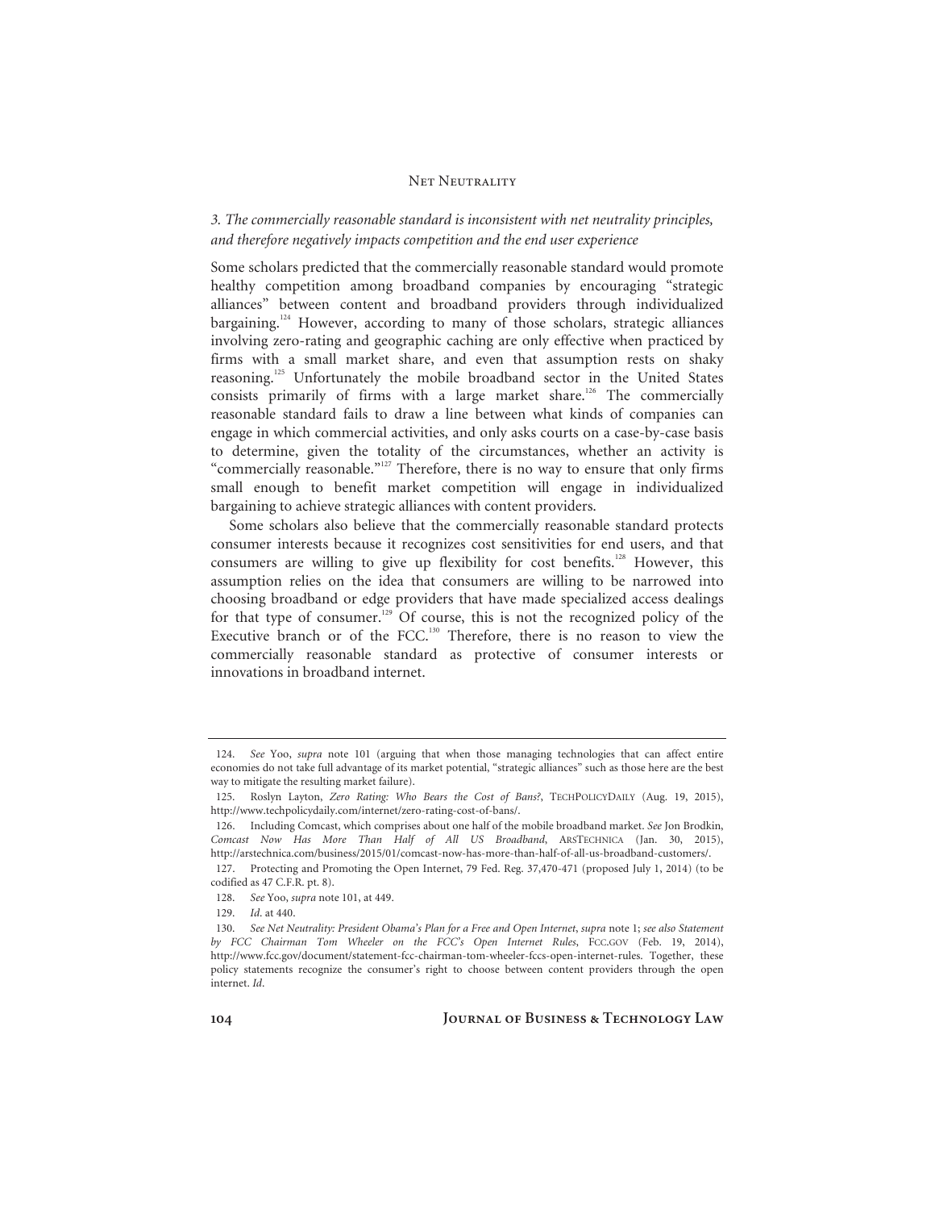### *3. The commercially reasonable standard is inconsistent with net neutrality principles, and therefore negatively impacts competition and the end user experience*

Some scholars predicted that the commercially reasonable standard would promote healthy competition among broadband companies by encouraging "strategic alliances" between content and broadband providers through individualized bargaining.[124] However, according to many of those scholars, strategic alliances involving zero-rating and geographic caching are only effective when practiced by firms with a small market share, and even that assumption rests on shaky reasoning.[125] Unfortunately the mobile broadband sector in the United States consists primarily of firms with a large market share.[126] The commercially reasonable standard fails to draw a line between what kinds of companies can engage in which commercial activities, and only asks courts on a case-by-case basis to determine, given the totality of the circumstances, whether an activity is "commercially reasonable."[127] Therefore, there is no way to ensure that only firms small enough to benefit market competition will engage in individualized bargaining to achieve strategic alliances with content providers.

Some scholars also believe that the commercially reasonable standard protects consumer interests because it recognizes cost sensitivities for end users, and that consumers are willing to give up flexibility for cost benefits.[128] However, this assumption relies on the idea that consumers are willing to be narrowed into choosing broadband or edge providers that have made specialized access dealings for that type of consumer.[129] Of course, this is not the recognized policy of the Executive branch or of the FCC.[130] Therefore, there is no reason to view the commercially reasonable standard as protective of consumer interests or innovations in broadband internet.

---

124. *See* Yoo, *supra* note 101 (arguing that when those managing technologies that can affect entire economies do not take full advantage of its market potential, "strategic alliances" such as those here are the best way to mitigate the resulting market failure).

125. Roslyn Layton, *Zero Rating: Who Bears the Cost of Bans?*, TECHPOLICYDAILY (Aug. 19, 2015), http://www.techpolicydaily.com/internet/zero-rating-cost-of-bans/.

126. Including Comcast, which comprises about one half of the mobile broadband market. *See* Jon Brodkin, *Comcast Now Has More Than Half of All US Broadband*, ARSTECHNICA (Jan. 30, 2015), http://arstechnica.com/business/2015/01/comcast-now-has-more-than-half-of-all-us-broadband-customers/.

127. Protecting and Promoting the Open Internet, 79 Fed. Reg. 37,470-471 (proposed July 1, 2014) (to be codified as 47 C.F.R. pt. 8).

128. *See* Yoo, *supra* note 101, at 449.

129. *Id*. at 440.

130. *See Net Neutrality: President Obama's Plan for a Free and Open Internet*, *supra* note 1; *see also Statement by FCC Chairman Tom Wheeler on the FCC's Open Internet Rules*, FCC.GOV (Feb. 19, 2014), http://www.fcc.gov/document/statement-fcc-chairman-tom-wheeler-fccs-open-internet-rules. Together, these policy statements recognize the consumer's right to choose between content providers through the open internet. *Id*.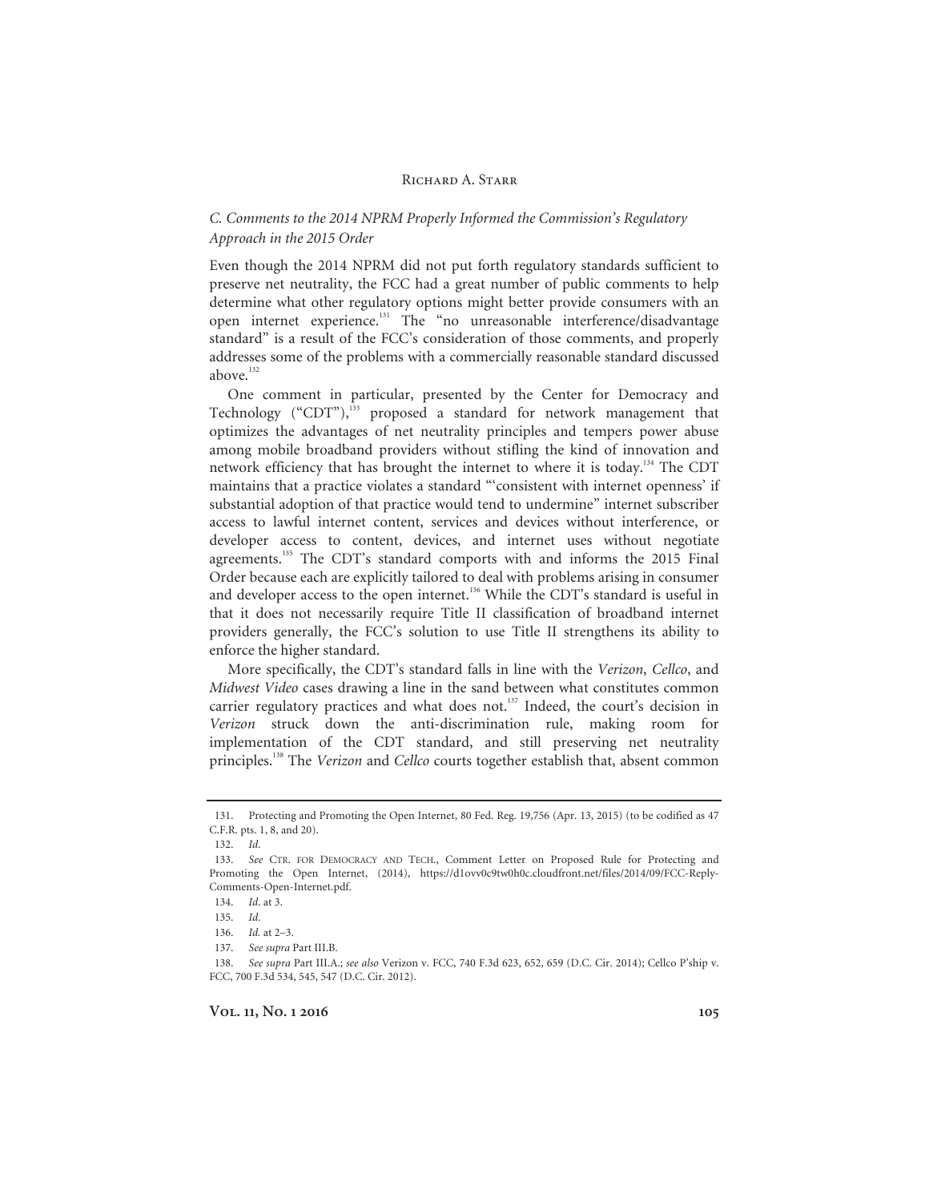### *C. Comments to the 2014 NPRM Properly Informed the Commission's Regulatory Approach in the 2015 Order*

Even though the 2014 NPRM did not put forth regulatory standards sufficient to preserve net neutrality, the FCC had a great number of public comments to help determine what other regulatory options might better provide consumers with an open internet experience.[131] The "no unreasonable interference/disadvantage standard" is a result of the FCC's consideration of those comments, and properly addresses some of the problems with a commercially reasonable standard discussed above.[132]

One comment in particular, presented by the Center for Democracy and Technology ("CDT"),[133] proposed a standard for network management that optimizes the advantages of net neutrality principles and tempers power abuse among mobile broadband providers without stifling the kind of innovation and network efficiency that has brought the internet to where it is today.[134] The CDT maintains that a practice violates a standard "'consistent with internet openness' if substantial adoption of that practice would tend to undermine" internet subscriber access to lawful internet content, services and devices without interference, or developer access to content, devices, and internet uses without negotiate agreements.[135] The CDT's standard comports with and informs the 2015 Final Order because each are explicitly tailored to deal with problems arising in consumer and developer access to the open internet.[136] While the CDT's standard is useful in that it does not necessarily require Title II classification of broadband internet providers generally, the FCC's solution to use Title II strengthens its ability to enforce the higher standard.

More specifically, the CDT's standard falls in line with the *Verizon*, *Cellco*, and *Midwest Video* cases drawing a line in the sand between what constitutes common carrier regulatory practices and what does not.[137] Indeed, the court's decision in *Verizon* struck down the anti-discrimination rule, making room for implementation of the CDT standard, and still preserving net neutrality principles.[138] The *Verizon* and *Cellco* courts together establish that, absent common

---

131. Protecting and Promoting the Open Internet, 80 Fed. Reg. 19,756 (Apr. 13, 2015) (to be codified as 47 C.F.R. pts. 1, 8, and 20).

132. *Id.*

133. *See* CTR. FOR DEMOCRACY AND TECH., Comment Letter on Proposed Rule for Protecting and Promoting the Open Internet, (2014), https://d1ovv0c9tw0h0c.cloudfront.net/files/2014/09/FCC-Reply-Comments-Open-Internet.pdf.

134. *Id.* at 3.

135. *Id.*

136. *Id.* at 2–3.

137. *See supra* Part III.B.

138. *See supra* Part III.A.; *see also* Verizon v. FCC, 740 F.3d 623, 652, 659 (D.C. Cir. 2014); Cellco P'ship v. FCC, 700 F.3d 534, 545, 547 (D.C. Cir. 2012).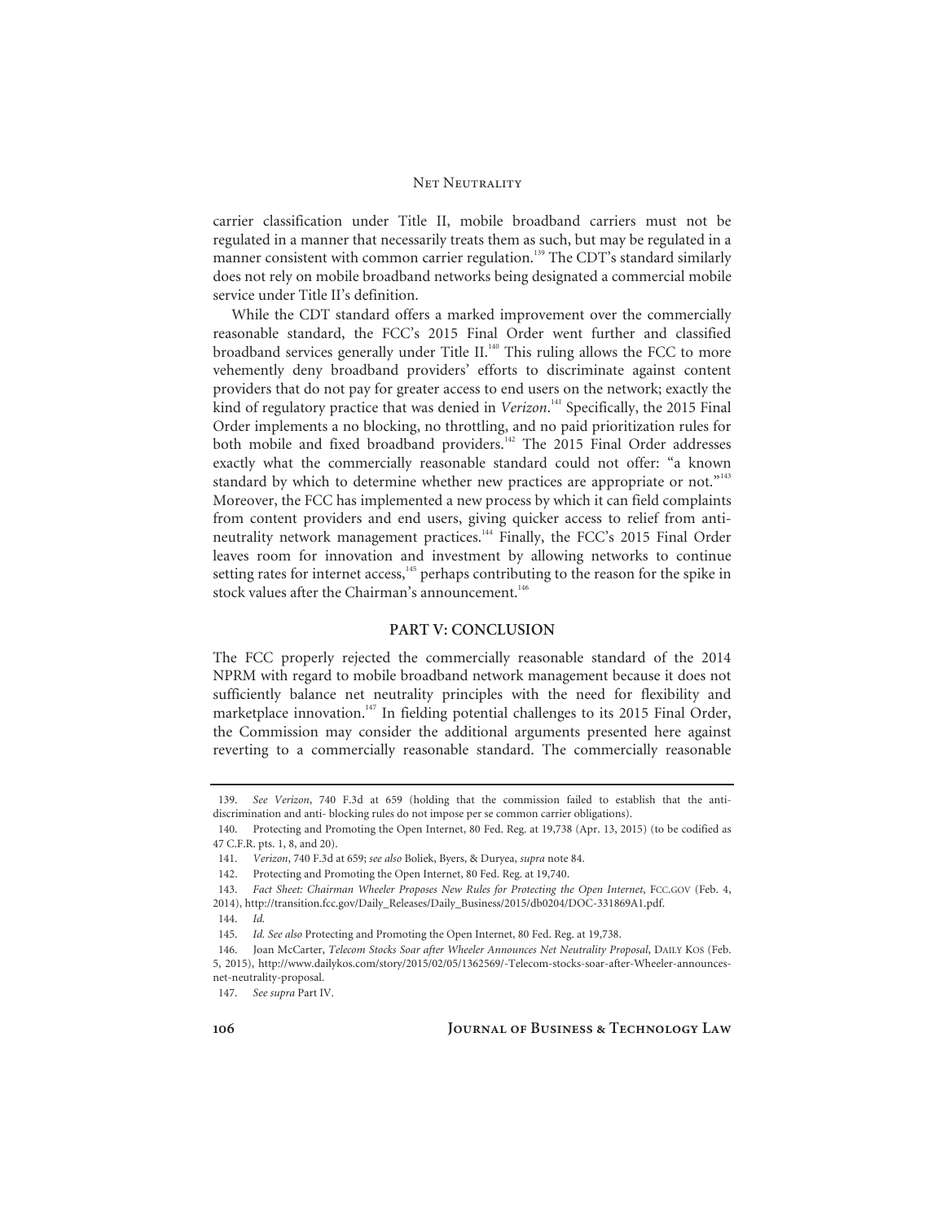carrier classification under Title II, mobile broadband carriers must not be regulated in a manner that necessarily treats them as such, but may be regulated in a manner consistent with common carrier regulation.[139] The CDT's standard similarly does not rely on mobile broadband networks being designated a commercial mobile service under Title II's definition.

While the CDT standard offers a marked improvement over the commercially reasonable standard, the FCC's 2015 Final Order went further and classified broadband services generally under Title II.[140] This ruling allows the FCC to more vehemently deny broadband providers' efforts to discriminate against content providers that do not pay for greater access to end users on the network; exactly the kind of regulatory practice that was denied in *Verizon*.[141] Specifically, the 2015 Final Order implements a no blocking, no throttling, and no paid prioritization rules for both mobile and fixed broadband providers.[142] The 2015 Final Order addresses exactly what the commercially reasonable standard could not offer: "a known standard by which to determine whether new practices are appropriate or not."[143] Moreover, the FCC has implemented a new process by which it can field complaints from content providers and end users, giving quicker access to relief from anti-neutrality network management practices.[144] Finally, the FCC's 2015 Final Order leaves room for innovation and investment by allowing networks to continue setting rates for internet access,[145] perhaps contributing to the reason for the spike in stock values after the Chairman's announcement.[146]

## PART V: CONCLUSION

The FCC properly rejected the commercially reasonable standard of the 2014 NPRM with regard to mobile broadband network management because it does not sufficiently balance net neutrality principles with the need for flexibility and marketplace innovation.[147] In fielding potential challenges to its 2015 Final Order, the Commission may consider the additional arguments presented here against reverting to a commercially reasonable standard. The commercially reasonable

---

139. *See Verizon*, 740 F.3d at 659 (holding that the commission failed to establish that the anti-discrimination and anti- blocking rules do not impose per se common carrier obligations).

140. Protecting and Promoting the Open Internet, 80 Fed. Reg. at 19,738 (Apr. 13, 2015) (to be codified as 47 C.F.R. pts. 1, 8, and 20).

141. *Verizon*, 740 F.3d at 659; *see also* Boliek, Byers, & Duryea, *supra* note 84.

142. Protecting and Promoting the Open Internet, 80 Fed. Reg. at 19,740.

143. *Fact Sheet: Chairman Wheeler Proposes New Rules for Protecting the Open Internet*, FCC.GOV (Feb. 4, 2014), http://transition.fcc.gov/Daily_Releases/Daily_Business/2015/db0204/DOC-331869A1.pdf.

144. *Id.*

145. *Id. See also* Protecting and Promoting the Open Internet, 80 Fed. Reg. at 19,738.

146. Joan McCarter, *Telecom Stocks Soar after Wheeler Announces Net Neutrality Proposal*, DAILY KOS (Feb. 5, 2015), http://www.dailykos.com/story/2015/02/05/1362569/-Telecom-stocks-soar-after-Wheeler-announces-net-neutrality-proposal.

147. *See supra* Part IV.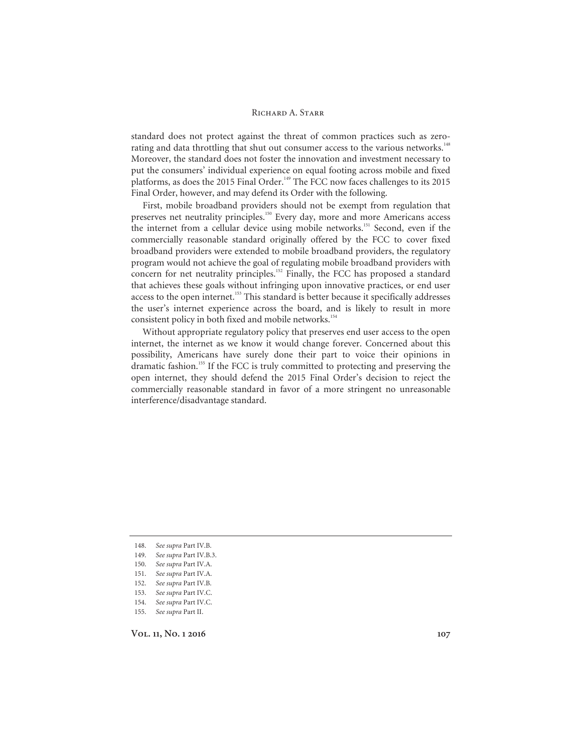standard does not protect against the threat of common practices such as zero-rating and data throttling that shut out consumer access to the various networks.[148] Moreover, the standard does not foster the innovation and investment necessary to put the consumers' individual experience on equal footing across mobile and fixed platforms, as does the 2015 Final Order.[149] The FCC now faces challenges to its 2015 Final Order, however, and may defend its Order with the following.

First, mobile broadband providers should not be exempt from regulation that preserves net neutrality principles.[150] Every day, more and more Americans access the internet from a cellular device using mobile networks.[151] Second, even if the commercially reasonable standard originally offered by the FCC to cover fixed broadband providers were extended to mobile broadband providers, the regulatory program would not achieve the goal of regulating mobile broadband providers with concern for net neutrality principles.[152] Finally, the FCC has proposed a standard that achieves these goals without infringing upon innovative practices, or end user access to the open internet.[153] This standard is better because it specifically addresses the user's internet experience across the board, and is likely to result in more consistent policy in both fixed and mobile networks.[154]

Without appropriate regulatory policy that preserves end user access to the open internet, the internet as we know it would change forever. Concerned about this possibility, Americans have surely done their part to voice their opinions in dramatic fashion.[155] If the FCC is truly committed to protecting and preserving the open internet, they should defend the 2015 Final Order's decision to reject the commercially reasonable standard in favor of a more stringent no unreasonable interference/disadvantage standard.

---

148. *See supra* Part IV.B.
149. *See supra* Part IV.B.3.
150. *See supra* Part IV.A.
151. *See supra* Part IV.A.
152. *See supra* Part IV.B.
153. *See supra* Part IV.C.
154. *See supra* Part IV.C.
155. *See supra* Part II.